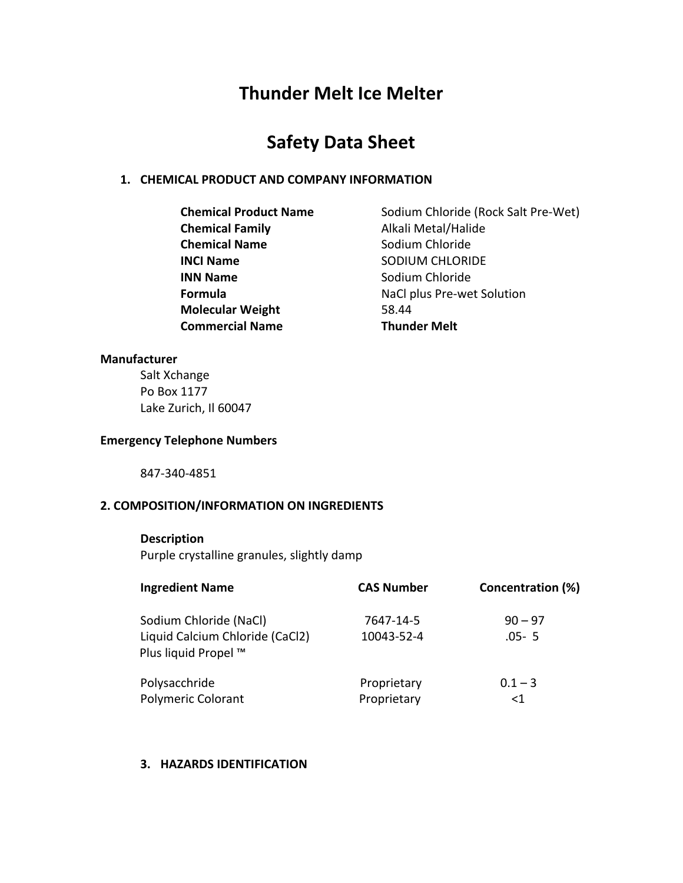# Thunder Melt Ice Melter

# Safety Data Sheet

## 1. CHEMICAL PRODUCT AND COMPANY INFORMATION

| | |
|---|---|
| **Chemical Product Name** | Sodium Chloride (Rock Salt Pre-Wet) |
| **Chemical Family** | Alkali Metal/Halide |
| **Chemical Name** | Sodium Chloride |
| **INCI Name** | SODIUM CHLORIDE |
| **INN Name** | Sodium Chloride |
| **Formula** | NaCl plus Pre-wet Solution |
| **Molecular Weight** | 58.44 |
| **Commercial Name** | **Thunder Melt** |

**Manufacturer**

Salt Xchange
Po Box 1177
Lake Zurich, Il 60047

**Emergency Telephone Numbers**

847-340-4851

## 2. COMPOSITION/INFORMATION ON INGREDIENTS

**Description**

Purple crystalline granules, slightly damp

| Ingredient Name | CAS Number | Concentration (%) |
|---|---|---|
| Sodium Chloride (NaCl) | 7647-14-5 | 90 – 97 |
| Liquid Calcium Chloride ($CaCl_2$) Plus liquid Propel ™ | 10043-52-4 | .05- 5 |
| Polysacchride | Proprietary | 0.1 – 3 |
| Polymeric Colorant | Proprietary | <1 |

## 3. HAZARDS IDENTIFICATION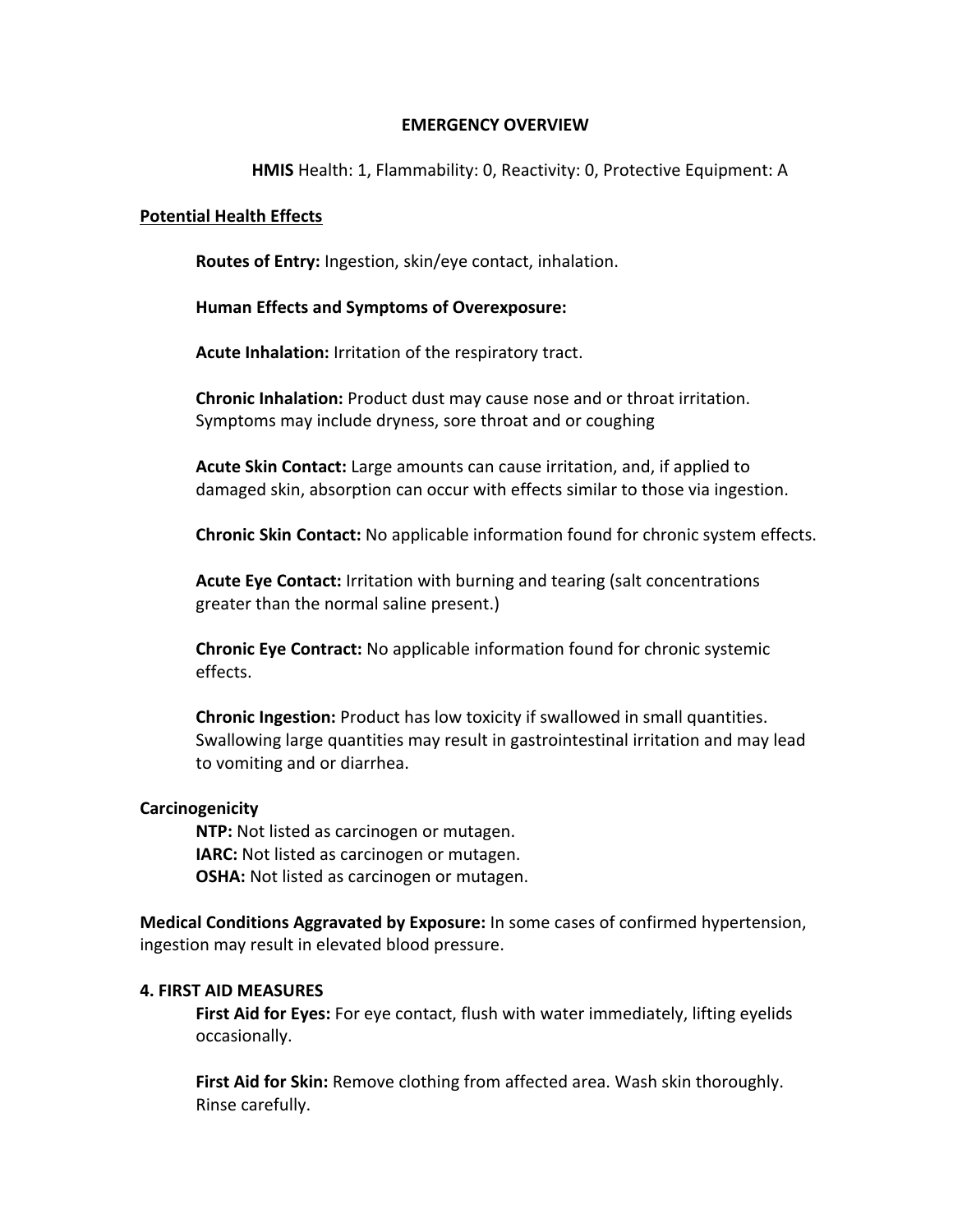## EMERGENCY OVERVIEW

**HMIS** Health: 1, Flammability: 0, Reactivity: 0, Protective Equipment: A

**Potential Health Effects**

**Routes of Entry:** Ingestion, skin/eye contact, inhalation.

**Human Effects and Symptoms of Overexposure:**

**Acute Inhalation:** Irritation of the respiratory tract.

**Chronic Inhalation:** Product dust may cause nose and or throat irritation. Symptoms may include dryness, sore throat and or coughing

**Acute Skin Contact:** Large amounts can cause irritation, and, if applied to damaged skin, absorption can occur with effects similar to those via ingestion.

**Chronic Skin Contact:** No applicable information found for chronic system effects.

**Acute Eye Contact:** Irritation with burning and tearing (salt concentrations greater than the normal saline present.)

**Chronic Eye Contract:** No applicable information found for chronic systemic effects.

**Chronic Ingestion:** Product has low toxicity if swallowed in small quantities. Swallowing large quantities may result in gastrointestinal irritation and may lead to vomiting and or diarrhea.

**Carcinogenicity**

**NTP:** Not listed as carcinogen or mutagen.
**IARC:** Not listed as carcinogen or mutagen.
**OSHA:** Not listed as carcinogen or mutagen.

**Medical Conditions Aggravated by Exposure:** In some cases of confirmed hypertension, ingestion may result in elevated blood pressure.

### 4. FIRST AID MEASURES

**First Aid for Eyes:** For eye contact, flush with water immediately, lifting eyelids occasionally.

**First Aid for Skin:** Remove clothing from affected area. Wash skin thoroughly. Rinse carefully.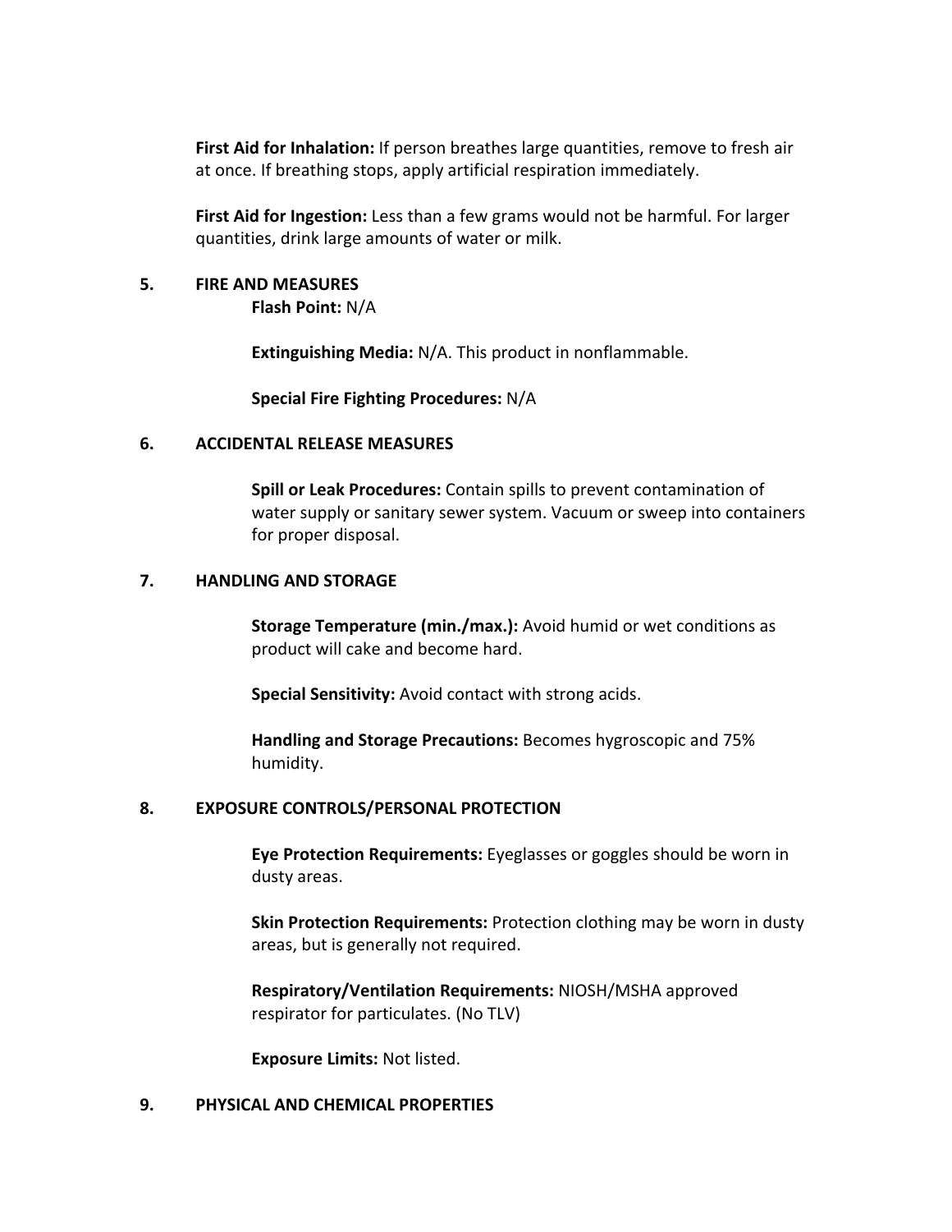**First Aid for Inhalation:** If person breathes large quantities, remove to fresh air at once. If breathing stops, apply artificial respiration immediately.

**First Aid for Ingestion:** Less than a few grams would not be harmful. For larger quantities, drink large amounts of water or milk.

## 5. FIRE AND MEASURES

**Flash Point:** N/A

**Extinguishing Media:** N/A. This product in nonflammable.

**Special Fire Fighting Procedures:** N/A

## 6. ACCIDENTAL RELEASE MEASURES

**Spill or Leak Procedures:** Contain spills to prevent contamination of water supply or sanitary sewer system. Vacuum or sweep into containers for proper disposal.

## 7. HANDLING AND STORAGE

**Storage Temperature (min./max.):** Avoid humid or wet conditions as product will cake and become hard.

**Special Sensitivity:** Avoid contact with strong acids.

**Handling and Storage Precautions:** Becomes hygroscopic and 75% humidity.

## 8. EXPOSURE CONTROLS/PERSONAL PROTECTION

**Eye Protection Requirements:** Eyeglasses or goggles should be worn in dusty areas.

**Skin Protection Requirements:** Protection clothing may be worn in dusty areas, but is generally not required.

**Respiratory/Ventilation Requirements:** NIOSH/MSHA approved respirator for particulates. (No TLV)

**Exposure Limits:** Not listed.

## 9. PHYSICAL AND CHEMICAL PROPERTIES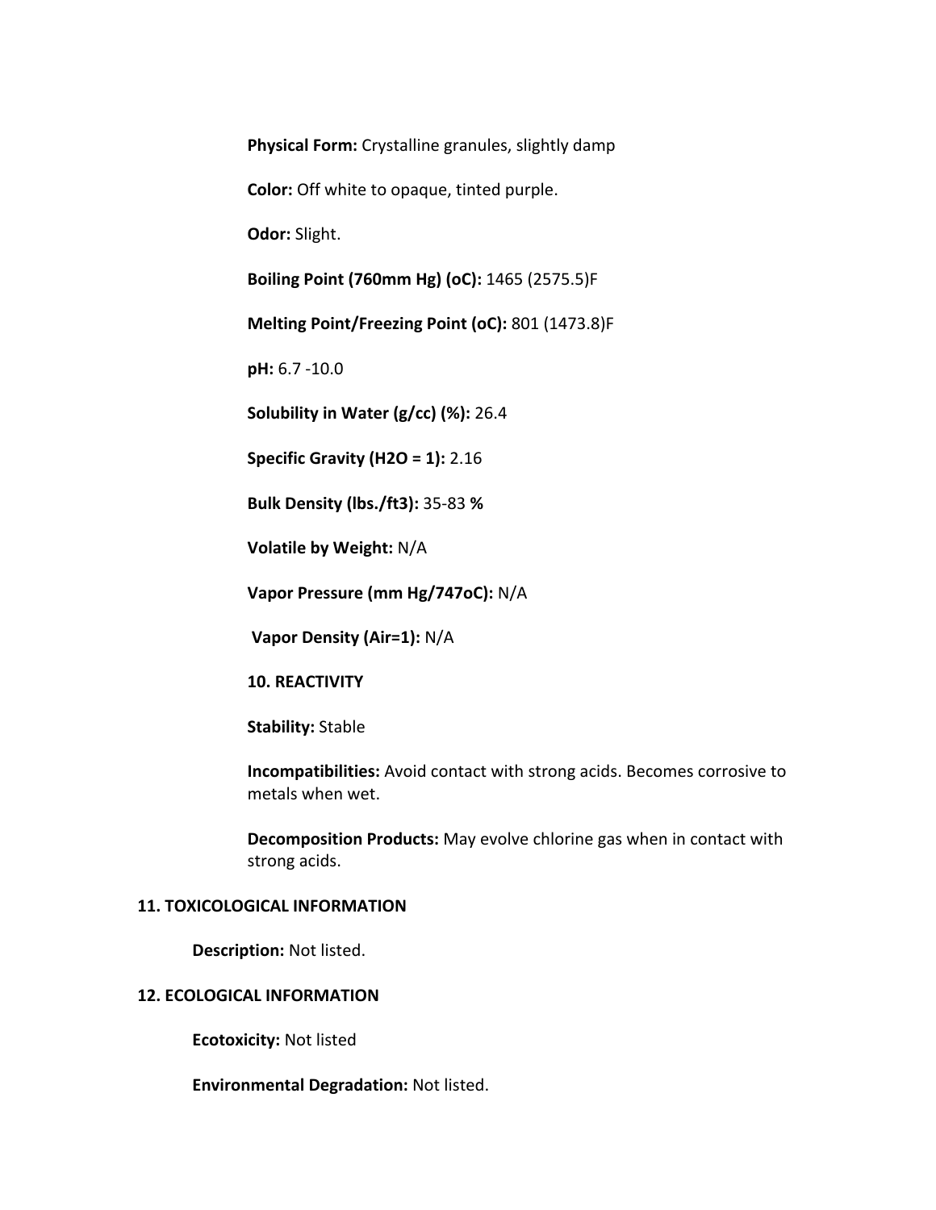**Physical Form:** Crystalline granules, slightly damp

**Color:** Off white to opaque, tinted purple.

**Odor:** Slight.

**Boiling Point (760mm Hg) (oC):** 1465 (2575.5)F

**Melting Point/Freezing Point (oC):** 801 (1473.8)F

**pH:** 6.7 -10.0

**Solubility in Water (g/cc) (%):** 26.4

**Specific Gravity (H2O = 1):** 2.16

**Bulk Density (lbs./ft3):** 35-83 **%**

**Volatile by Weight:** N/A

**Vapor Pressure (mm Hg/747oC):** N/A

**Vapor Density (Air=1):** N/A

**10. REACTIVITY**

**Stability:** Stable

**Incompatibilities:** Avoid contact with strong acids. Becomes corrosive to metals when wet.

**Decomposition Products:** May evolve chlorine gas when in contact with strong acids.

## 11. TOXICOLOGICAL INFORMATION

**Description:** Not listed.

## 12. ECOLOGICAL INFORMATION

**Ecotoxicity:** Not listed

**Environmental Degradation:** Not listed.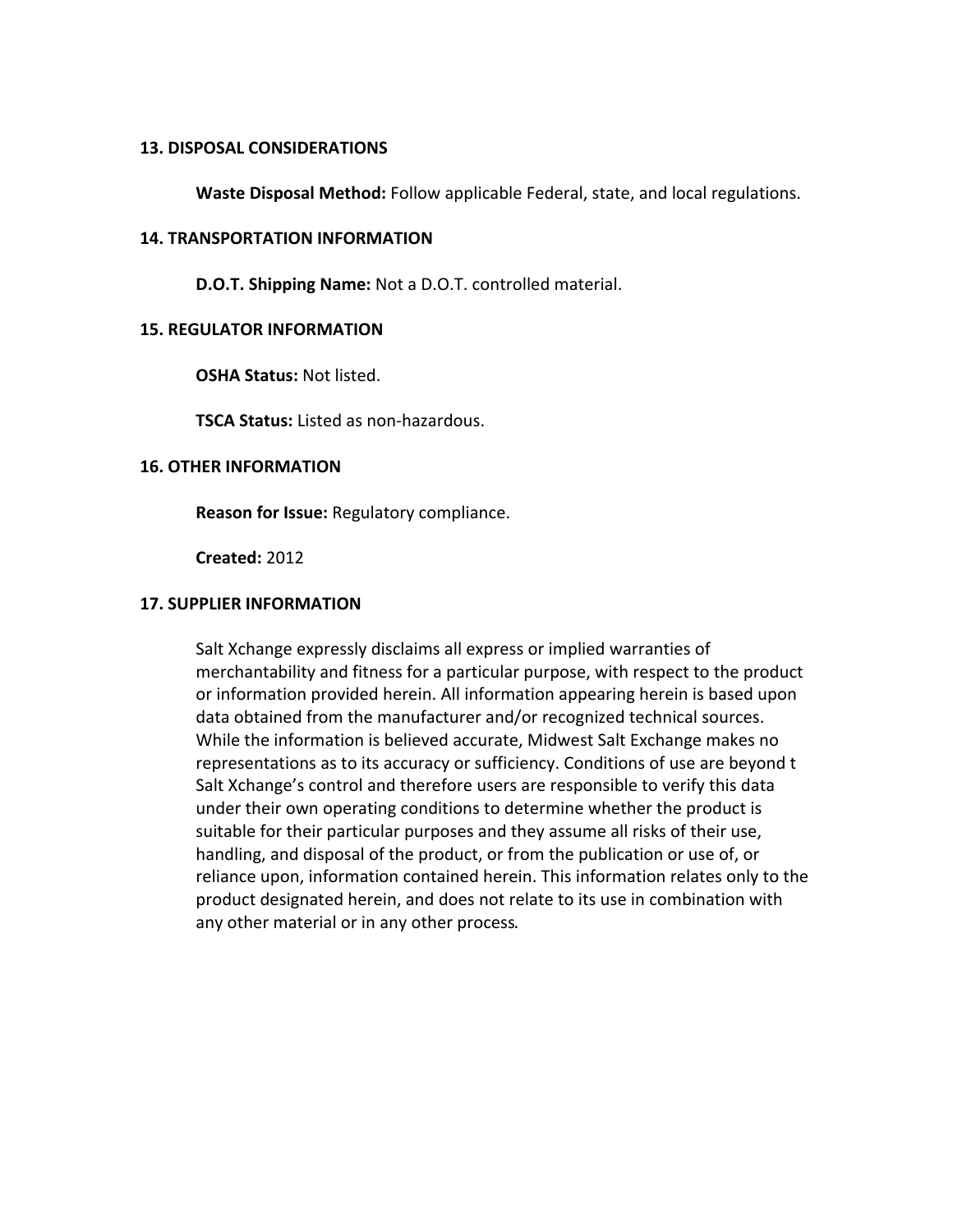## 13. DISPOSAL CONSIDERATIONS

**Waste Disposal Method:** Follow applicable Federal, state, and local regulations.

## 14. TRANSPORTATION INFORMATION

**D.O.T. Shipping Name:** Not a D.O.T. controlled material.

## 15. REGULATOR INFORMATION

**OSHA Status:** Not listed.

**TSCA Status:** Listed as non-hazardous.

## 16. OTHER INFORMATION

**Reason for Issue:** Regulatory compliance.

**Created:** 2012

## 17. SUPPLIER INFORMATION

Salt Xchange expressly disclaims all express or implied warranties of merchantability and fitness for a particular purpose, with respect to the product or information provided herein. All information appearing herein is based upon data obtained from the manufacturer and/or recognized technical sources. While the information is believed accurate, Midwest Salt Exchange makes no representations as to its accuracy or sufficiency. Conditions of use are beyond t Salt Xchange's control and therefore users are responsible to verify this data under their own operating conditions to determine whether the product is suitable for their particular purposes and they assume all risks of their use, handling, and disposal of the product, or from the publication or use of, or reliance upon, information contained herein. This information relates only to the product designated herein, and does not relate to its use in combination with any other material or in any other process.